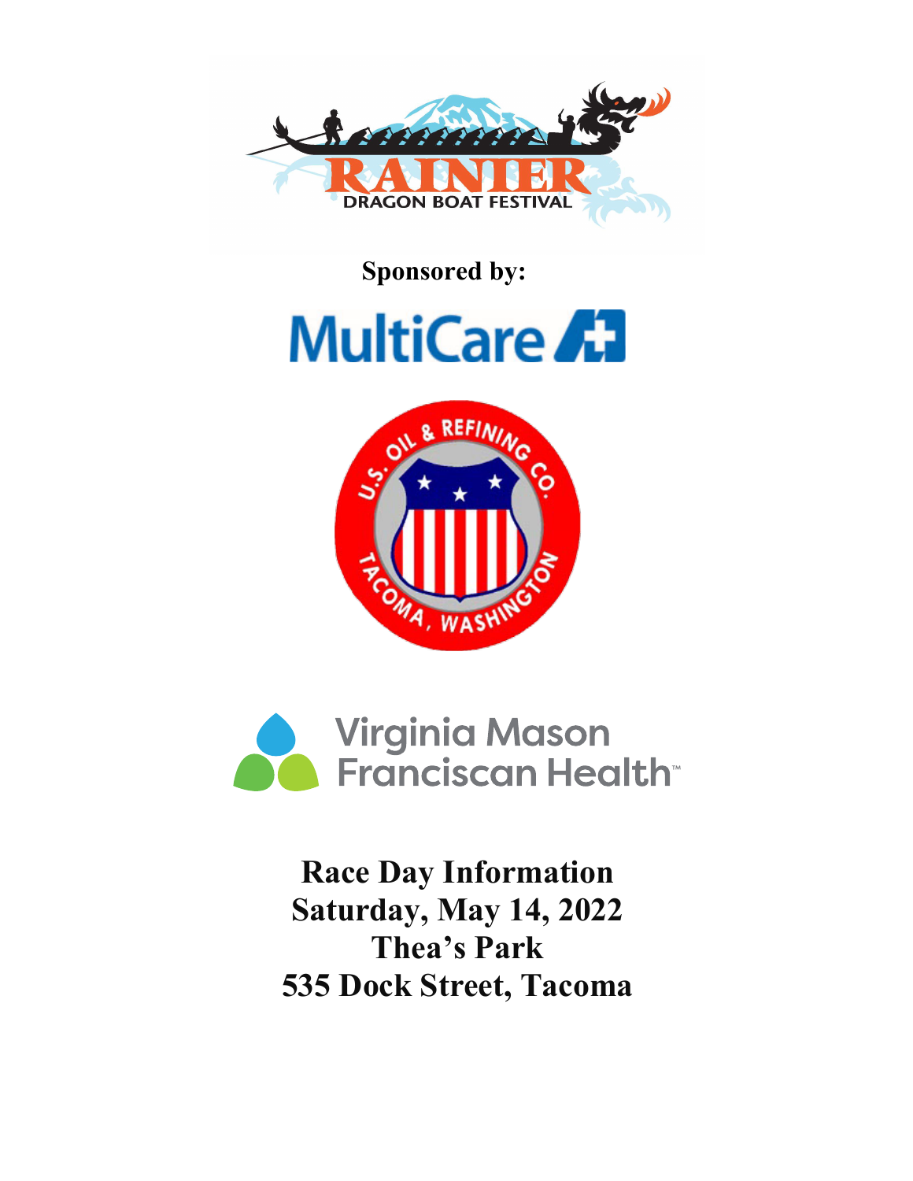RAINIER DRAGON BOAT FESTIVAL

**Sponsored by:**

MultiCare

U.S. OIL & REFINING CO. TACOMA, WASHINGTON

Virginia Mason Franciscan Health™

# Race Day Information
# Saturday, May 14, 2022
# Thea's Park
# 535 Dock Street, Tacoma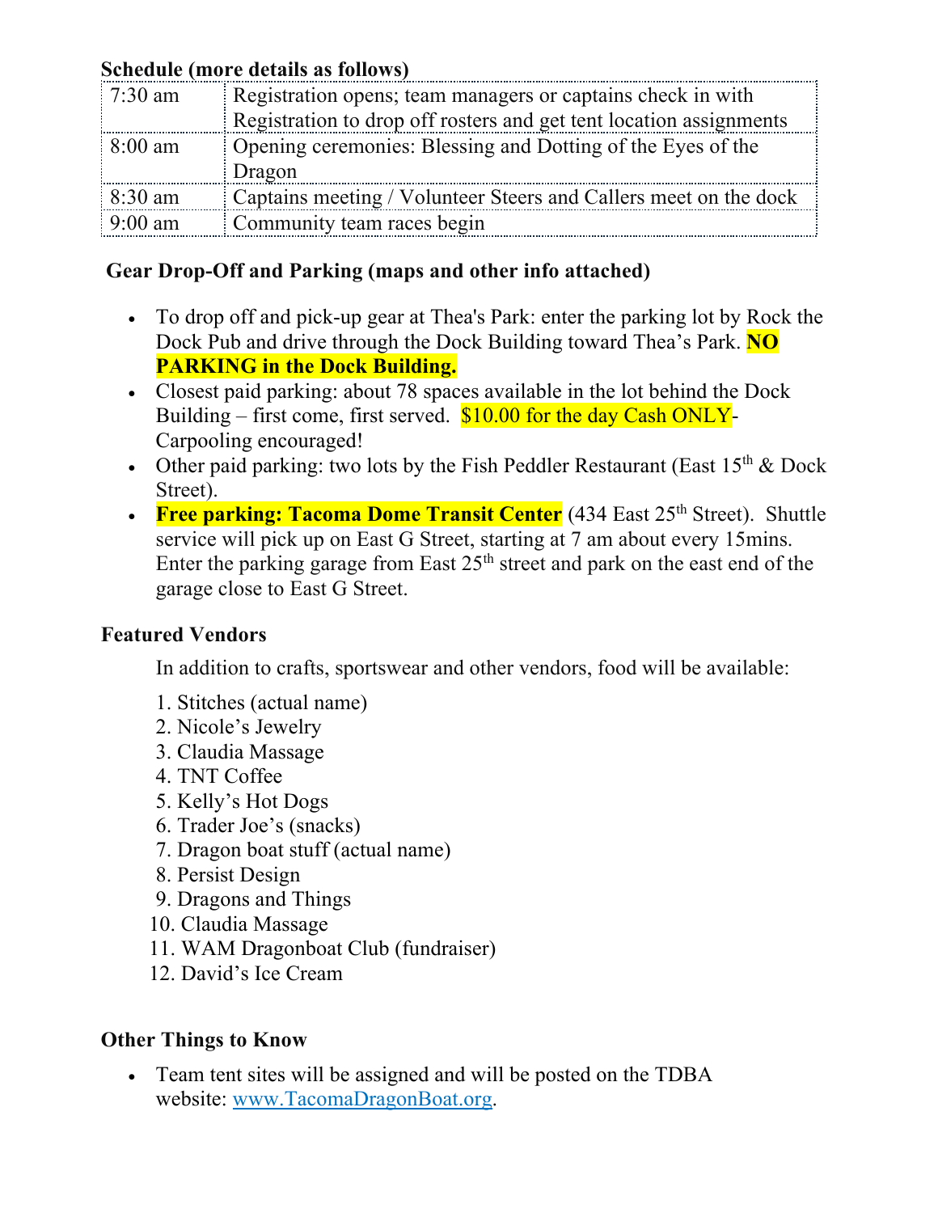**Schedule (more details as follows)**

| | |
|---|---|
| 7:30 am | Registration opens; team managers or captains check in with Registration to drop off rosters and get tent location assignments |
| 8:00 am | Opening ceremonies: Blessing and Dotting of the Eyes of the Dragon |
| 8:30 am | Captains meeting / Volunteer Steers and Callers meet on the dock |
| 9:00 am | Community team races begin |

**Gear Drop-Off and Parking (maps and other info attached)**

- To drop off and pick-up gear at Thea's Park: enter the parking lot by Rock the Dock Pub and drive through the Dock Building toward Thea's Park. **NO PARKING in the Dock Building.**
- Closest paid parking: about 78 spaces available in the lot behind the Dock Building – first come, first served. $10.00 for the day Cash ONLY- Carpooling encouraged!
- Other paid parking: two lots by the Fish Peddler Restaurant (East 15th & Dock Street).
- **Free parking: Tacoma Dome Transit Center** (434 East 25th Street). Shuttle service will pick up on East G Street, starting at 7 am about every 15mins. Enter the parking garage from East 25th street and park on the east end of the garage close to East G Street.

**Featured Vendors**

In addition to crafts, sportswear and other vendors, food will be available:

1. Stitches (actual name)
2. Nicole's Jewelry
3. Claudia Massage
4. TNT Coffee
5. Kelly's Hot Dogs
6. Trader Joe's (snacks)
7. Dragon boat stuff (actual name)
8. Persist Design
9. Dragons and Things
10. Claudia Massage
11. WAM Dragonboat Club (fundraiser)
12. David's Ice Cream

**Other Things to Know**

- Team tent sites will be assigned and will be posted on the TDBA website: www.TacomaDragonBoat.org.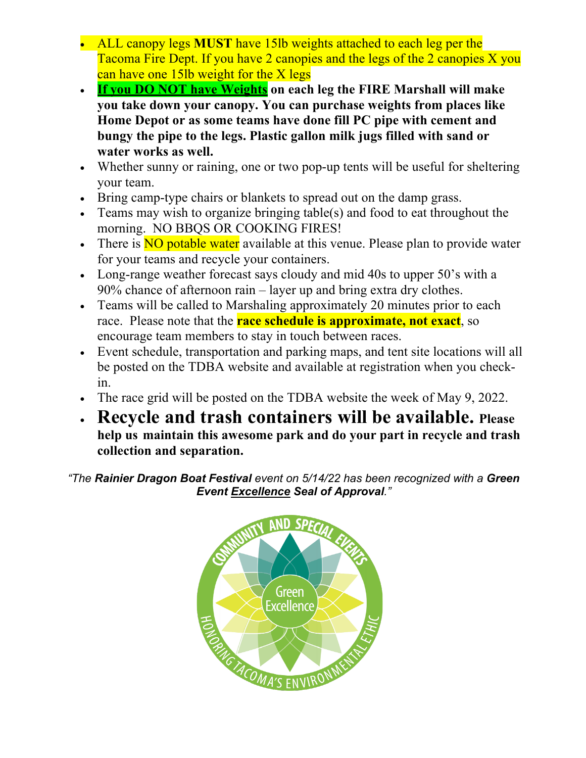- ALL canopy legs **MUST** have 15lb weights attached to each leg per the Tacoma Fire Dept. If you have 2 canopies and the legs of the 2 canopies X you can have one 15lb weight for the X legs
- **If you DO NOT have Weights on each leg the FIRE Marshall will make you take down your canopy. You can purchase weights from places like Home Depot or as some teams have done fill PC pipe with cement and bungy the pipe to the legs. Plastic gallon milk jugs filled with sand or water works as well.**
- Whether sunny or raining, one or two pop-up tents will be useful for sheltering your team.
- Bring camp-type chairs or blankets to spread out on the damp grass.
- Teams may wish to organize bringing table(s) and food to eat throughout the morning. NO BBQS OR COOKING FIRES!
- There is NO potable water available at this venue. Please plan to provide water for your teams and recycle your containers.
- Long-range weather forecast says cloudy and mid 40s to upper 50's with a 90% chance of afternoon rain – layer up and bring extra dry clothes.
- Teams will be called to Marshaling approximately 20 minutes prior to each race. Please note that the **race schedule is approximate, not exact**, so encourage team members to stay in touch between races.
- Event schedule, transportation and parking maps, and tent site locations will all be posted on the TDBA website and available at registration when you check-in.
- The race grid will be posted on the TDBA website the week of May 9, 2022.
- **Recycle and trash containers will be available. Please help us maintain this awesome park and do your part in recycle and trash collection and separation.**

*"The **Rainier Dragon Boat Festival** event on 5/14/22 has been recognized with a **Green Event Excellence Seal of Approval**."*

COMMUNITY AND SPECIAL EVENTS

Green Excellence

HONORING TACOMA'S ENVIRONMENTAL ETHIC